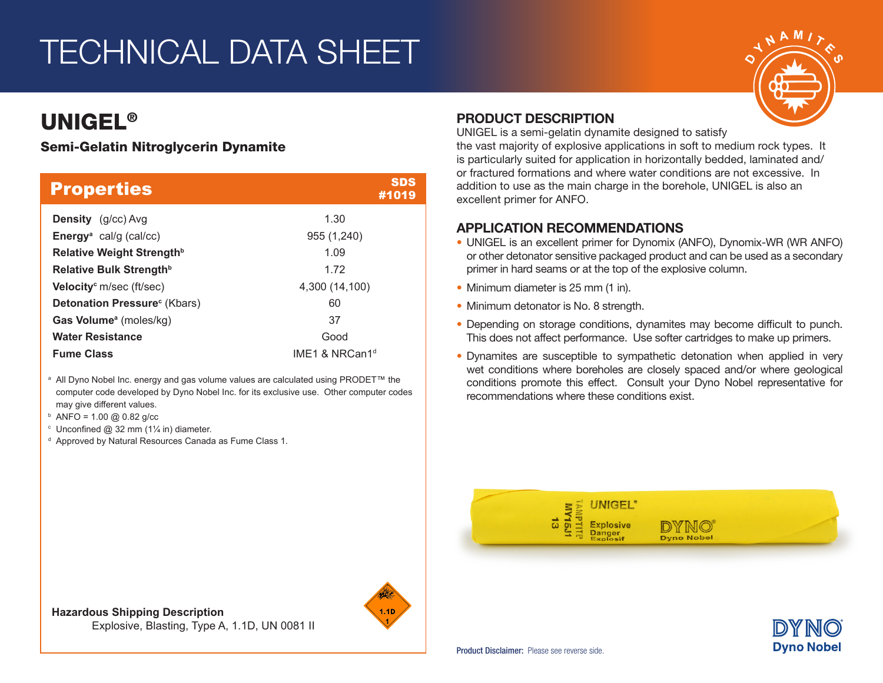# TECHNICAL DATA SHEET

## UNIGEL®

**Semi-Gelatin Nitroglycerin Dynamite**

### Properties

SDS #1019

| Property | Value |
|---|---|
| **Density** (g/cc) Avg | 1.30 |
| **Energy**[a] cal/g (cal/cc) | 955 (1,240) |
| **Relative Weight Strength**[b] | 1.09 |
| **Relative Bulk Strength**[b] | 1.72 |
| **Velocity**[c] m/sec (ft/sec) | 4,300 (14,100) |
| **Detonation Pressure**[c] (Kbars) | 60 |
| **Gas Volume**[a] (moles/kg) | 37 |
| **Water Resistance** | Good |
| **Fume Class** | IME1 & NRCan1[d] |

[a] All Dyno Nobel Inc. energy and gas volume values are calculated using PRODET™ the computer code developed by Dyno Nobel Inc. for its exclusive use. Other computer codes may give different values.

[b] ANFO = 1.00 @ 0.82 g/cc

[c] Unconfined @ 32 mm (1¼ in) diameter.

[d] Approved by Natural Resources Canada as Fume Class 1.

**Hazardous Shipping Description**

Explosive, Blasting, Type A, 1.1D, UN 0081 II

### PRODUCT DESCRIPTION

UNIGEL is a semi-gelatin dynamite designed to satisfy the vast majority of explosive applications in soft to medium rock types. It is particularly suited for application in horizontally bedded, laminated and/or fractured formations and where water conditions are not excessive. In addition to use as the main charge in the borehole, UNIGEL is also an excellent primer for ANFO.

### APPLICATION RECOMMENDATIONS

- UNIGEL is an excellent primer for Dynomix (ANFO), Dynomix-WR (WR ANFO) or other detonator sensitive packaged product and can be used as a secondary primer in hard seams or at the top of the explosive column.
- Minimum diameter is 25 mm (1 in).
- Minimum detonator is No. 8 strength.
- Depending on storage conditions, dynamites may become difficult to punch. This does not affect performance. Use softer cartridges to make up primers.
- Dynamites are susceptible to sympathetic detonation when applied in very wet conditions where boreholes are closely spaced and/or where geological conditions promote this effect. Consult your Dyno Nobel representative for recommendations where these conditions exist.

**Product Disclaimer:** Please see reverse side.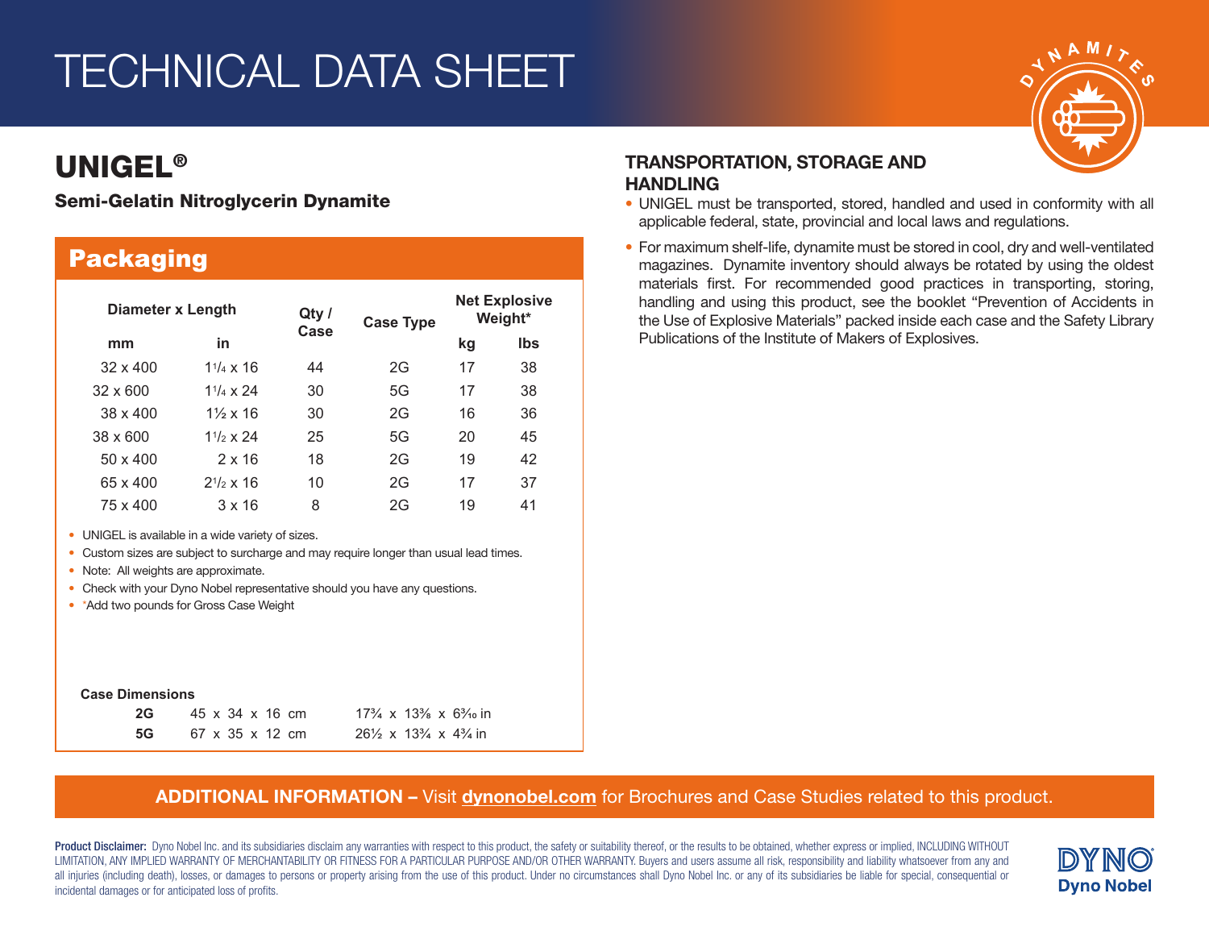# TECHNICAL DATA SHEET

## UNIGEL®

### Semi-Gelatin Nitroglycerin Dynamite

## Packaging

| Diameter x Length | | Qty / Case | Case Type | Net Explosive Weight* | |
|---|---|---|---|---|---|
| mm | in | | | kg | lbs |
| 32 x 400 | 1¼ x 16 | 44 | 2G | 17 | 38 |
| 32 x 600 | 1¼ x 24 | 30 | 5G | 17 | 38 |
| 38 x 400 | 1½ x 16 | 30 | 2G | 16 | 36 |
| 38 x 600 | 1½ x 24 | 25 | 5G | 20 | 45 |
| 50 x 400 | 2 x 16 | 18 | 2G | 19 | 42 |
| 65 x 400 | 2½ x 16 | 10 | 2G | 17 | 37 |
| 75 x 400 | 3 x 16 | 8 | 2G | 19 | 41 |

- UNIGEL is available in a wide variety of sizes.
- Custom sizes are subject to surcharge and may require longer than usual lead times.
- Note: All weights are approximate.
- Check with your Dyno Nobel representative should you have any questions.
- *Add two pounds for Gross Case Weight

**Case Dimensions**

| | | |
|---|---|---|
| **2G** | 45 x 34 x 16 cm | 17¾ x 13⅜ x 6³⁄₁₀ in |
| **5G** | 67 x 35 x 12 cm | 26½ x 13¾ x 4¾ in |

### TRANSPORTATION, STORAGE AND HANDLING

- UNIGEL must be transported, stored, handled and used in conformity with all applicable federal, state, provincial and local laws and regulations.
- For maximum shelf-life, dynamite must be stored in cool, dry and well-ventilated magazines. Dynamite inventory should always be rotated by using the oldest materials first. For recommended good practices in transporting, storing, handling and using this product, see the booklet "Prevention of Accidents in the Use of Explosive Materials" packed inside each case and the Safety Library Publications of the Institute of Makers of Explosives.

**ADDITIONAL INFORMATION –** Visit **dynonobel.com** for Brochures and Case Studies related to this product.

**Product Disclaimer:** Dyno Nobel Inc. and its subsidiaries disclaim any warranties with respect to this product, the safety or suitability thereof, or the results to be obtained, whether express or implied, INCLUDING WITHOUT LIMITATION, ANY IMPLIED WARRANTY OF MERCHANTABILITY OR FITNESS FOR A PARTICULAR PURPOSE AND/OR OTHER WARRANTY. Buyers and users assume all risk, responsibility and liability whatsoever from any and all injuries (including death), losses, or damages to persons or property arising from the use of this product. Under no circumstances shall Dyno Nobel Inc. or any of its subsidiaries be liable for special, consequential or incidental damages or for anticipated loss of profits.

DYNO
Dyno Nobel